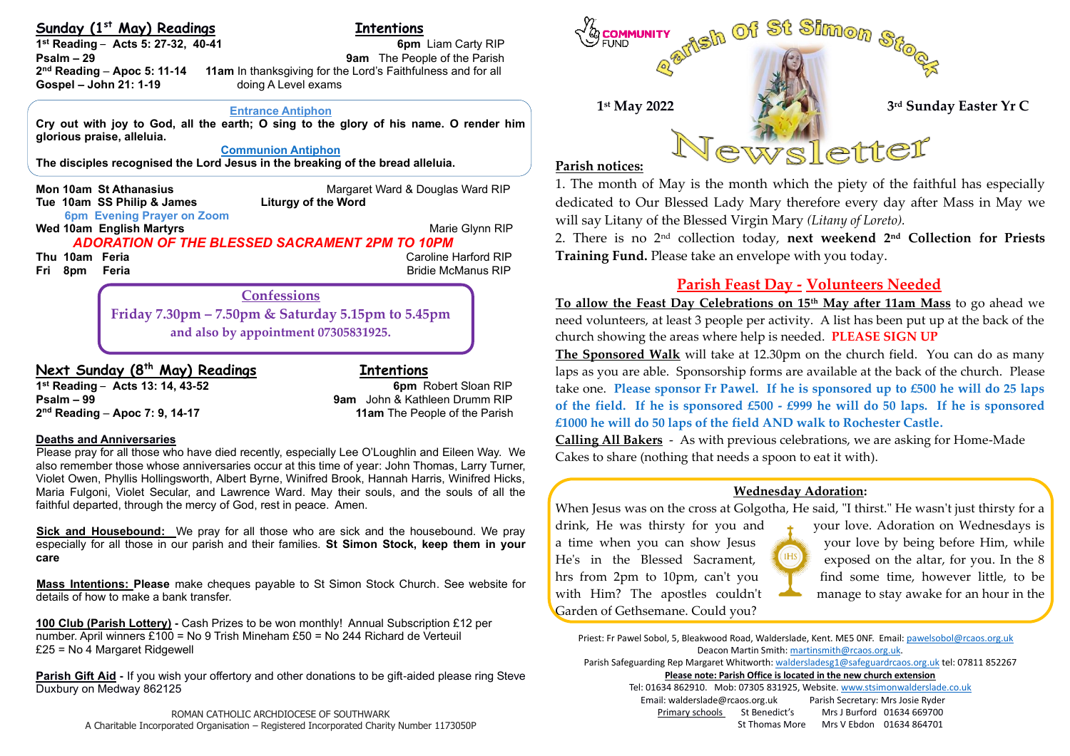## Sunday (1st May) Readings

**1st Reading – Acts 5: 27-32, 40-41**
**Psalm – 29**
**2nd Reading – Apoc 5: 11-14**
**Gospel – John 21: 1-19**

## Intentions

**6pm** Liam Carty RIP
**9am** The People of the Parish
**11am** In thanksgiving for the Lord's Faithfulness and for all doing A Level exams

### Entrance Antiphon

**Cry out with joy to God, all the earth; O sing to the glory of his name. O render him glorious praise, alleluia.**

### Communion Antiphon

**The disciples recognised the Lord Jesus in the breaking of the bread alleluia.**

**Mon 10am St Athanasius** — Margaret Ward & Douglas Ward RIP
**Tue 10am SS Philip & James** — **Liturgy of the Word**
**6pm Evening Prayer on Zoom**
**Wed 10am English Martyrs** — Marie Glynn RIP
***ADORATION OF THE BLESSED SACRAMENT 2PM TO 10PM***
**Thu 10am Feria** — Caroline Harford RIP
**Fri 8pm Feria** — Bridie McManus RIP

### Confessions

**Friday 7.30pm – 7.50pm & Saturday 5.15pm to 5.45pm and also by appointment 07305831925.**

## Next Sunday (8th May) Readings

**1st Reading – Acts 13: 14, 43-52**
**Psalm – 99**
**2nd Reading – Apoc 7: 9, 14-17**

## Intentions

**6pm** Robert Sloan RIP
**9am** John & Kathleen Drumm RIP
**11am** The People of the Parish

**Deaths and Anniversaries**
Please pray for all those who have died recently, especially Lee O'Loughlin and Eileen Way. We also remember those whose anniversaries occur at this time of year: John Thomas, Larry Turner, Violet Owen, Phyllis Hollingsworth, Albert Byrne, Winifred Brook, Hannah Harris, Winifred Hicks, Maria Fulgoni, Violet Secular, and Lawrence Ward. May their souls, and the souls of all the faithful departed, through the mercy of God, rest in peace. Amen.

**Sick and Housebound:** We pray for all those who are sick and the housebound. We pray especially for all those in our parish and their families. **St Simon Stock, keep them in your care**

**Mass Intentions: Please** make cheques payable to St Simon Stock Church. See website for details of how to make a bank transfer.

**100 Club (Parish Lottery) -** Cash Prizes to be won monthly! Annual Subscription £12 per number. April winners £100 = No 9 Trish Mineham £50 = No 244 Richard de Verteuil £25 = No 4 Margaret Ridgewell

**Parish Gift Aid -** If you wish your offertory and other donations to be gift-aided please ring Steve Duxbury on Medway 862125

ROMAN CATHOLIC ARCHDIOCESE OF SOUTHWARK
A Charitable Incorporated Organisation – Registered Incorporated Charity Number 1173050P

# Parish Of St Simon Stock Newsletter

**1st May 2022** — **3rd Sunday Easter Yr C**

**Parish notices:**

1. The month of May is the month which the piety of the faithful has especially dedicated to Our Blessed Lady Mary therefore every day after Mass in May we will say Litany of the Blessed Virgin Mary *(Litany of Loreto).*
2. There is no 2nd collection today, **next weekend 2nd Collection for Priests Training Fund.** Please take an envelope with you today.

## Parish Feast Day - Volunteers Needed

**To allow the Feast Day Celebrations on 15th May after 11am Mass** to go ahead we need volunteers, at least 3 people per activity. A list has been put up at the back of the church showing the areas where help is needed. **PLEASE SIGN UP**

**The Sponsored Walk** will take at 12.30pm on the church field. You can do as many laps as you are able. Sponsorship forms are available at the back of the church. Please take one. **Please sponsor Fr Pawel. If he is sponsored up to £500 he will do 25 laps of the field. If he is sponsored £500 - £999 he will do 50 laps. If he is sponsored £1000 he will do 50 laps of the field AND walk to Rochester Castle.**

**Calling All Bakers** - As with previous celebrations, we are asking for Home-Made Cakes to share (nothing that needs a spoon to eat it with).

### Wednesday Adoration:

When Jesus was on the cross at Golgotha, He said, "I thirst." He wasn't just thirsty for a drink, He was thirsty for you and your love. Adoration on Wednesdays is a time when you can show Jesus your love by being before Him, while He's in the Blessed Sacrament, exposed on the altar, for you. In the 8 hrs from 2pm to 10pm, can't you find some time, however little, to be with Him? The apostles couldn't manage to stay awake for an hour in the Garden of Gethsemane. Could you?

Priest: Fr Pawel Sobol, 5, Bleakwood Road, Walderslade, Kent. ME5 0NF. Email: pawelsobol@rcaos.org.uk
Deacon Martin Smith: martinsmith@rcaos.org.uk.
Parish Safeguarding Rep Margaret Whitworth: waldersladesg1@safeguardrcaos.org.uk tel: 07811 852267
**Please note: Parish Office is located in the new church extension**
Tel: 01634 862910. Mob: 07305 831925, Website. www.stsimonwalderslade.co.uk
Email: walderslade@rcaos.org.uk — Parish Secretary: Mrs Josie Ryder
Primary schools — St Benedict's — Mrs J Burford 01634 669700
St Thomas More — Mrs V Ebdon 01634 864701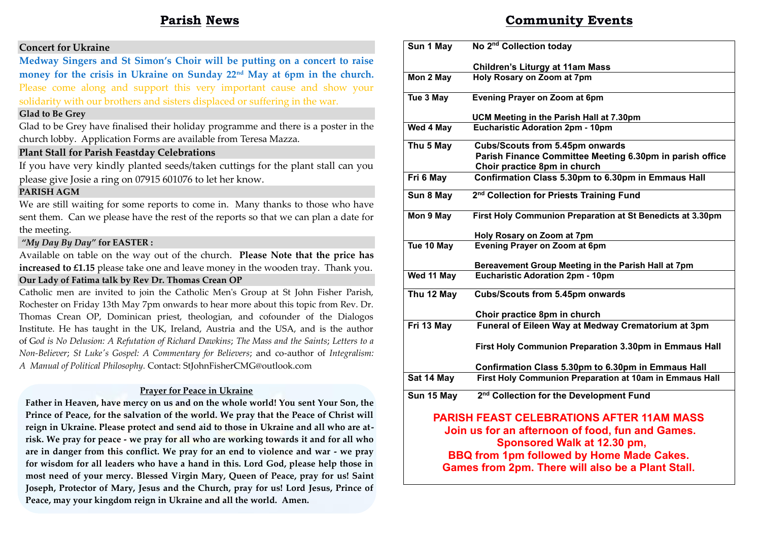## Parish News

### Concert for Ukraine

**Medway Singers and St Simon's Choir will be putting on a concert to raise money for the crisis in Ukraine on Sunday 22nd May at 6pm in the church.** Please come along and support this very important cause and show your solidarity with our brothers and sisters displaced or suffering in the war.

### Glad to Be Grey

Glad to be Grey have finalised their holiday programme and there is a poster in the church lobby. Application Forms are available from Teresa Mazza.

### Plant Stall for Parish Feastday Celebrations

If you have very kindly planted seeds/taken cuttings for the plant stall can you please give Josie a ring on 07915 601076 to let her know.

### PARISH AGM

We are still waiting for some reports to come in. Many thanks to those who have sent them. Can we please have the rest of the reports so that we can plan a date for the meeting.

### *"My Day By Day"* for EASTER :

Available on table on the way out of the church. **Please Note that the price has increased to £1.15** please take one and leave money in the wooden tray. Thank you.

### Our Lady of Fatima talk by Rev Dr. Thomas Crean OP

Catholic men are invited to join the Catholic Men's Group at St John Fisher Parish, Rochester on Friday 13th May 7pm onwards to hear more about this topic from Rev. Dr. Thomas Crean OP, Dominican priest, theologian, and cofounder of the Dialogos Institute. He has taught in the UK, Ireland, Austria and the USA, and is the author of *God is No Delusion: A Refutation of Richard Dawkins*; *The Mass and the Saints*; *Letters to a Non-Believer*; *St Luke's Gospel: A Commentary for Believers*; and co-author of *Integralism: A Manual of Political Philosophy.* Contact: StJohnFisherCMG@outlook.com

### Prayer for Peace in Ukraine

**Father in Heaven, have mercy on us and on the whole world! You sent Your Son, the Prince of Peace, for the salvation of the world. We pray that the Peace of Christ will reign in Ukraine. Please protect and send aid to those in Ukraine and all who are at-risk. We pray for peace - we pray for all who are working towards it and for all who are in danger from this conflict. We pray for an end to violence and war - we pray for wisdom for all leaders who have a hand in this. Lord God, please help those in most need of your mercy. Blessed Virgin Mary, Queen of Peace, pray for us! Saint Joseph, Protector of Mary, Jesus and the Church, pray for us! Lord Jesus, Prince of Peace, may your kingdom reign in Ukraine and all the world. Amen.**

## Community Events

| | |
|---|---|
| **Sun 1 May** | **No 2nd Collection today**<br>**Children's Liturgy at 11am Mass** |
| **Mon 2 May** | **Holy Rosary on Zoom at 7pm** |
| **Tue 3 May** | **Evening Prayer on Zoom at 6pm**<br>**UCM Meeting in the Parish Hall at 7.30pm** |
| **Wed 4 May** | **Eucharistic Adoration 2pm - 10pm** |
| **Thu 5 May** | **Cubs/Scouts from 5.45pm onwards**<br>**Parish Finance Committee Meeting 6.30pm in parish office**<br>**Choir practice 8pm in church** |
| **Fri 6 May** | **Confirmation Class 5.30pm to 6.30pm in Emmaus Hall** |
| **Sun 8 May** | **2nd Collection for Priests Training Fund** |
| **Mon 9 May** | **First Holy Communion Preparation at St Benedicts at 3.30pm**<br>**Holy Rosary on Zoom at 7pm** |
| **Tue 10 May** | **Evening Prayer on Zoom at 6pm**<br>**Bereavement Group Meeting in the Parish Hall at 7pm** |
| **Wed 11 May** | **Eucharistic Adoration 2pm - 10pm** |
| **Thu 12 May** | **Cubs/Scouts from 5.45pm onwards**<br>**Choir practice 8pm in church** |
| **Fri 13 May** | **Funeral of Eileen Way at Medway Crematorium at 3pm**<br>**First Holy Communion Preparation 3.30pm in Emmaus Hall**<br>**Confirmation Class 5.30pm to 6.30pm in Emmaus Hall** |
| **Sat 14 May** | **First Holy Communion Preparation at 10am in Emmaus Hall** |
| **Sun 15 May** | **2nd Collection for the Development Fund** |

**PARISH FEAST CELEBRATIONS AFTER 11AM MASS**
**Join us for an afternoon of food, fun and Games.**
**Sponsored Walk at 12.30 pm,**
**BBQ from 1pm followed by Home Made Cakes.**
**Games from 2pm. There will also be a Plant Stall.**